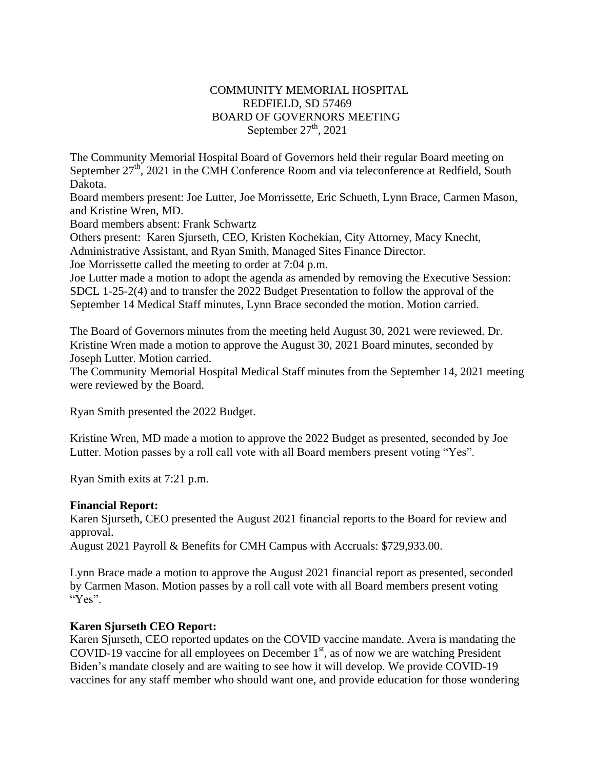# COMMUNITY MEMORIAL HOSPITAL
## REDFIELD, SD 57469
## BOARD OF GOVERNORS MEETING
## September 27th, 2021

The Community Memorial Hospital Board of Governors held their regular Board meeting on September 27th, 2021 in the CMH Conference Room and via teleconference at Redfield, South Dakota.

Board members present: Joe Lutter, Joe Morrissette, Eric Schueth, Lynn Brace, Carmen Mason, and Kristine Wren, MD.

Board members absent: Frank Schwartz

Others present: Karen Sjurseth, CEO, Kristen Kochekian, City Attorney, Macy Knecht, Administrative Assistant, and Ryan Smith, Managed Sites Finance Director.

Joe Morrissette called the meeting to order at 7:04 p.m.

Joe Lutter made a motion to adopt the agenda as amended by removing the Executive Session: SDCL 1-25-2(4) and to transfer the 2022 Budget Presentation to follow the approval of the September 14 Medical Staff minutes, Lynn Brace seconded the motion. Motion carried.

The Board of Governors minutes from the meeting held August 30, 2021 were reviewed. Dr. Kristine Wren made a motion to approve the August 30, 2021 Board minutes, seconded by Joseph Lutter. Motion carried.

The Community Memorial Hospital Medical Staff minutes from the September 14, 2021 meeting were reviewed by the Board.

Ryan Smith presented the 2022 Budget.

Kristine Wren, MD made a motion to approve the 2022 Budget as presented, seconded by Joe Lutter. Motion passes by a roll call vote with all Board members present voting "Yes".

Ryan Smith exits at 7:21 p.m.

**Financial Report:**

Karen Sjurseth, CEO presented the August 2021 financial reports to the Board for review and approval.

August 2021 Payroll & Benefits for CMH Campus with Accruals: $729,933.00.

Lynn Brace made a motion to approve the August 2021 financial report as presented, seconded by Carmen Mason. Motion passes by a roll call vote with all Board members present voting "Yes".

**Karen Sjurseth CEO Report:**

Karen Sjurseth, CEO reported updates on the COVID vaccine mandate. Avera is mandating the COVID-19 vaccine for all employees on December 1st, as of now we are watching President Biden's mandate closely and are waiting to see how it will develop. We provide COVID-19 vaccines for any staff member who should want one, and provide education for those wondering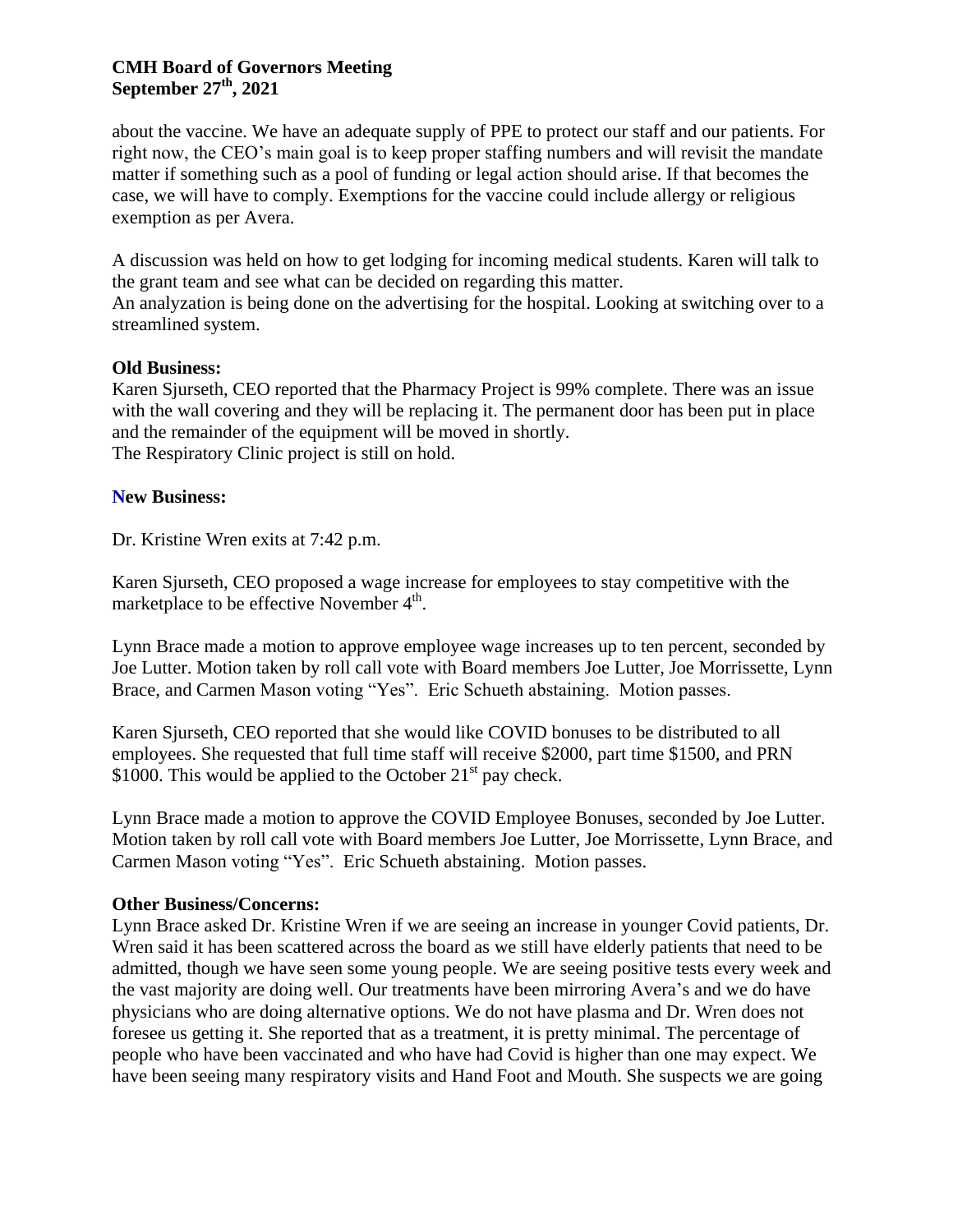about the vaccine. We have an adequate supply of PPE to protect our staff and our patients. For right now, the CEO's main goal is to keep proper staffing numbers and will revisit the mandate matter if something such as a pool of funding or legal action should arise. If that becomes the case, we will have to comply. Exemptions for the vaccine could include allergy or religious exemption as per Avera.

A discussion was held on how to get lodging for incoming medical students. Karen will talk to the grant team and see what can be decided on regarding this matter.
An analyzation is being done on the advertising for the hospital. Looking at switching over to a streamlined system.

**Old Business:**
Karen Sjurseth, CEO reported that the Pharmacy Project is 99% complete. There was an issue with the wall covering and they will be replacing it. The permanent door has been put in place and the remainder of the equipment will be moved in shortly.
The Respiratory Clinic project is still on hold.

**New Business:**

Dr. Kristine Wren exits at 7:42 p.m.

Karen Sjurseth, CEO proposed a wage increase for employees to stay competitive with the marketplace to be effective November 4th.

Lynn Brace made a motion to approve employee wage increases up to ten percent, seconded by Joe Lutter. Motion taken by roll call vote with Board members Joe Lutter, Joe Morrissette, Lynn Brace, and Carmen Mason voting "Yes". Eric Schueth abstaining. Motion passes.

Karen Sjurseth, CEO reported that she would like COVID bonuses to be distributed to all employees. She requested that full time staff will receive $2000, part time $1500, and PRN $1000. This would be applied to the October 21st pay check.

Lynn Brace made a motion to approve the COVID Employee Bonuses, seconded by Joe Lutter. Motion taken by roll call vote with Board members Joe Lutter, Joe Morrissette, Lynn Brace, and Carmen Mason voting "Yes". Eric Schueth abstaining. Motion passes.

**Other Business/Concerns:**
Lynn Brace asked Dr. Kristine Wren if we are seeing an increase in younger Covid patients, Dr. Wren said it has been scattered across the board as we still have elderly patients that need to be admitted, though we have seen some young people. We are seeing positive tests every week and the vast majority are doing well. Our treatments have been mirroring Avera's and we do have physicians who are doing alternative options. We do not have plasma and Dr. Wren does not foresee us getting it. She reported that as a treatment, it is pretty minimal. The percentage of people who have been vaccinated and who have had Covid is higher than one may expect. We have been seeing many respiratory visits and Hand Foot and Mouth. She suspects we are going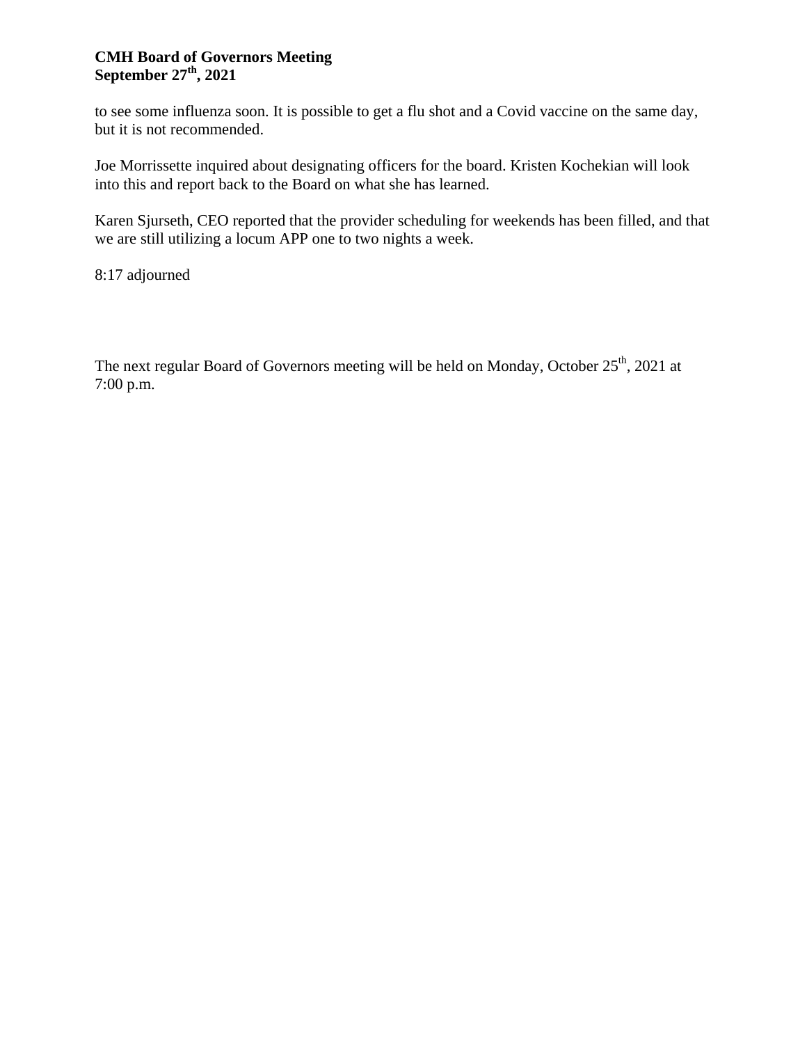to see some influenza soon. It is possible to get a flu shot and a Covid vaccine on the same day, but it is not recommended.

Joe Morrissette inquired about designating officers for the board. Kristen Kochekian will look into this and report back to the Board on what she has learned.

Karen Sjurseth, CEO reported that the provider scheduling for weekends has been filled, and that we are still utilizing a locum APP one to two nights a week.

8:17 adjourned

The next regular Board of Governors meeting will be held on Monday, October 25th, 2021 at 7:00 p.m.